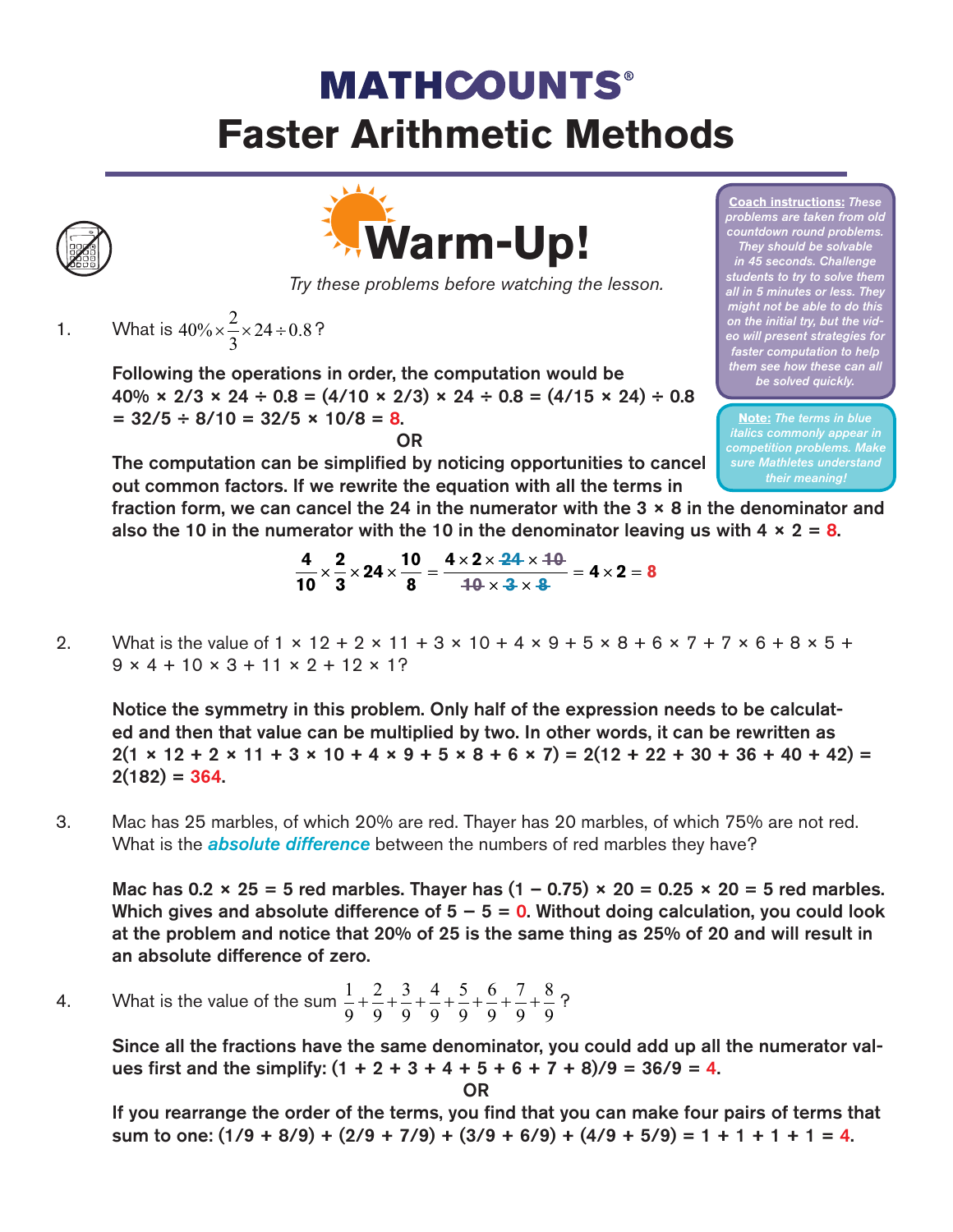# MATHCOUNTS®
# Faster Arithmetic Methods

## Warm-Up!

*Try these problems before watching the lesson.*

**Coach instructions:** *These problems are taken from old countdown round problems. They should be solvable in 45 seconds. Challenge students to try to solve them all in 5 minutes or less. They might not be able to do this on the initial try, but the video will present strategies for faster computation to help them see how these can all be solved quickly.*

**Note:** *The terms in blue italics commonly appear in competition problems. Make sure Mathletes understand their meaning!*

1. What is $40\% \times \frac{2}{3} \times 24 \div 0.8$?

   **Following the operations in order, the computation would be 40% × 2/3 × 24 ÷ 0.8 = (4/10 × 2/3) × 24 ÷ 0.8 = (4/15 × 24) ÷ 0.8 = 32/5 ÷ 8/10 = 32/5 × 10/8 = 8.**

   **OR**

   **The computation can be simplified by noticing opportunities to cancel out common factors. If we rewrite the equation with all the terms in fraction form, we can cancel the 24 in the numerator with the 3 × 8 in the denominator and also the 10 in the numerator with the 10 in the denominator leaving us with 4 × 2 = 8.**

   $$\frac{4}{10} \times \frac{2}{3} \times 24 \times \frac{10}{8} = \frac{4 \times 2 \times \cancel{24} \times \cancel{10}}{\cancel{10} \times \cancel{3} \times \cancel{8}} = 4 \times 2 = 8$$

2. What is the value of 1 × 12 + 2 × 11 + 3 × 10 + 4 × 9 + 5 × 8 + 6 × 7 + 7 × 6 + 8 × 5 + 9 × 4 + 10 × 3 + 11 × 2 + 12 × 1?

   **Notice the symmetry in this problem. Only half of the expression needs to be calculated and then that value can be multiplied by two. In other words, it can be rewritten as 2(1 × 12 + 2 × 11 + 3 × 10 + 4 × 9 + 5 × 8 + 6 × 7) = 2(12 + 22 + 30 + 36 + 40 + 42) = 2(182) = 364.**

3. Mac has 25 marbles, of which 20% are red. Thayer has 20 marbles, of which 75% are not red. What is the ***absolute difference*** between the numbers of red marbles they have?

   **Mac has 0.2 × 25 = 5 red marbles. Thayer has (1 − 0.75) × 20 = 0.25 × 20 = 5 red marbles. Which gives and absolute difference of 5 − 5 = 0. Without doing calculation, you could look at the problem and notice that 20% of 25 is the same thing as 25% of 20 and will result in an absolute difference of zero.**

4. What is the value of the sum $\frac{1}{9} + \frac{2}{9} + \frac{3}{9} + \frac{4}{9} + \frac{5}{9} + \frac{6}{9} + \frac{7}{9} + \frac{8}{9}$?

   **Since all the fractions have the same denominator, you could add up all the numerator values first and the simplify: (1 + 2 + 3 + 4 + 5 + 6 + 7 + 8)/9 = 36/9 = 4.**

   **OR**

   **If you rearrange the order of the terms, you find that you can make four pairs of terms that sum to one: (1/9 + 8/9) + (2/9 + 7/9) + (3/9 + 6/9) + (4/9 + 5/9) = 1 + 1 + 1 + 1 = 4.**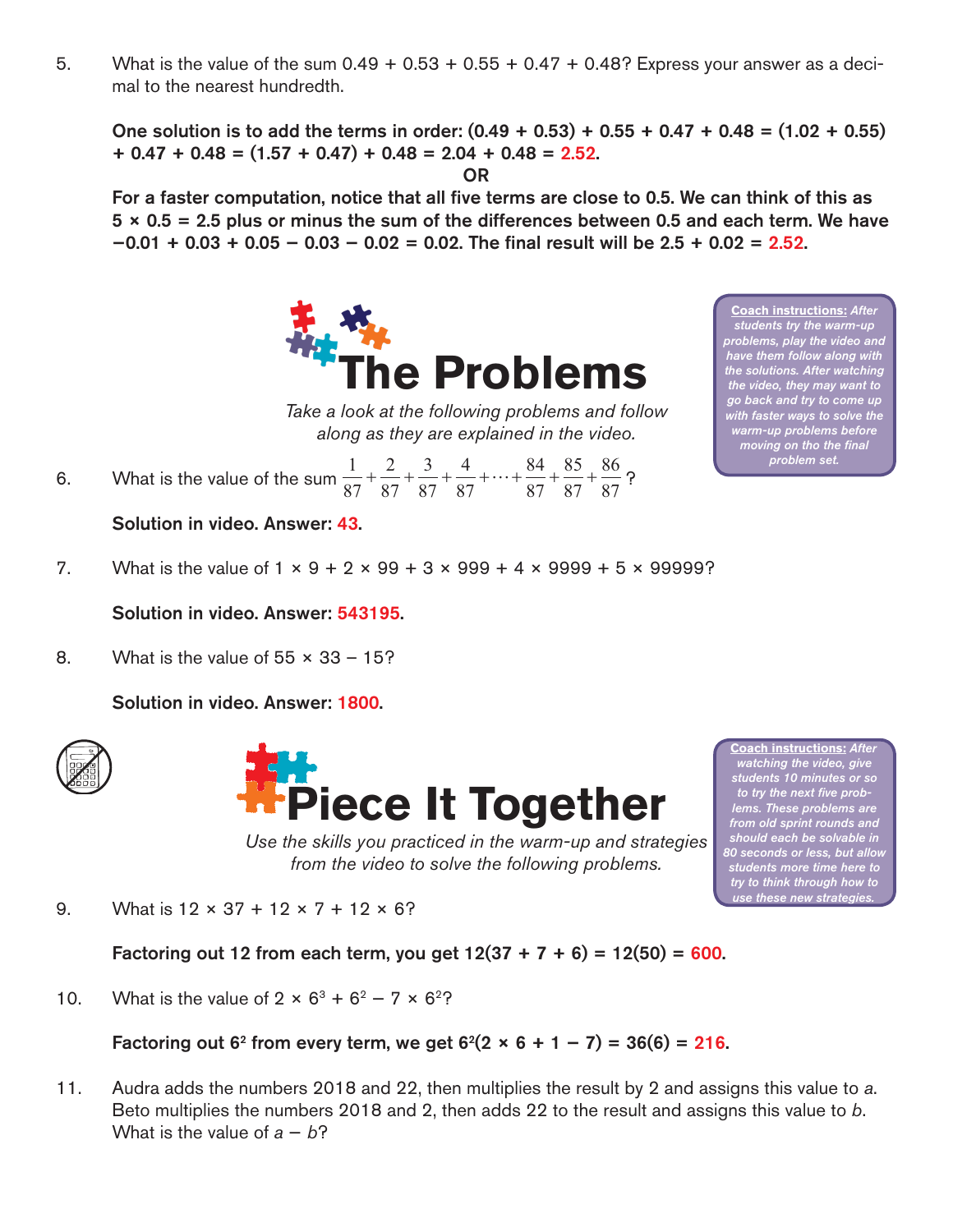5. What is the value of the sum 0.49 + 0.53 + 0.55 + 0.47 + 0.48? Express your answer as a decimal to the nearest hundredth.

**One solution is to add the terms in order: (0.49 + 0.53) + 0.55 + 0.47 + 0.48 = (1.02 + 0.55) + 0.47 + 0.48 = (1.57 + 0.47) + 0.48 = 2.04 + 0.48 = 2.52.**

**OR**

**For a faster computation, notice that all five terms are close to 0.5. We can think of this as 5 × 0.5 = 2.5 plus or minus the sum of the differences between 0.5 and each term. We have −0.01 + 0.03 + 0.05 − 0.03 − 0.02 = 0.02. The final result will be 2.5 + 0.02 = 2.52.**

# The Problems

*Take a look at the following problems and follow along as they are explained in the video.*

*__Coach instructions:__ After students try the warm-up problems, play the video and have them follow along with the solutions. After watching the video, they may want to go back and try to come up with faster ways to solve the warm-up problems before moving on tho the final problem set.*

6. What is the value of the sum $\frac{1}{87}+\frac{2}{87}+\frac{3}{87}+\frac{4}{87}+\cdots+\frac{84}{87}+\frac{85}{87}+\frac{86}{87}$?

**Solution in video. Answer: 43.**

7. What is the value of 1 × 9 + 2 × 99 + 3 × 999 + 4 × 9999 + 5 × 99999?

**Solution in video. Answer: 543195.**

8. What is the value of 55 × 33 − 15?

**Solution in video. Answer: 1800.**

# Piece It Together

*Use the skills you practiced in the warm-up and strategies from the video to solve the following problems.*

*__Coach instructions:__ After watching the video, give students 10 minutes or so to try the next five problems. These problems are from old sprint rounds and should each be solvable in 80 seconds or less, but allow students more time here to try to think through how to use these new strategies.*

9. What is 12 × 37 + 12 × 7 + 12 × 6?

**Factoring out 12 from each term, you get 12(37 + 7 + 6) = 12(50) = 600.**

10. What is the value of $2 \times 6^3 + 6^2 - 7 \times 6^2$?

**Factoring out $6^2$ from every term, we get $6^2(2 \times 6 + 1 - 7) = 36(6) = 216$.**

11. Audra adds the numbers 2018 and 22, then multiplies the result by 2 and assigns this value to *a*. Beto multiplies the numbers 2018 and 2, then adds 22 to the result and assigns this value to *b*. What is the value of $a - b$?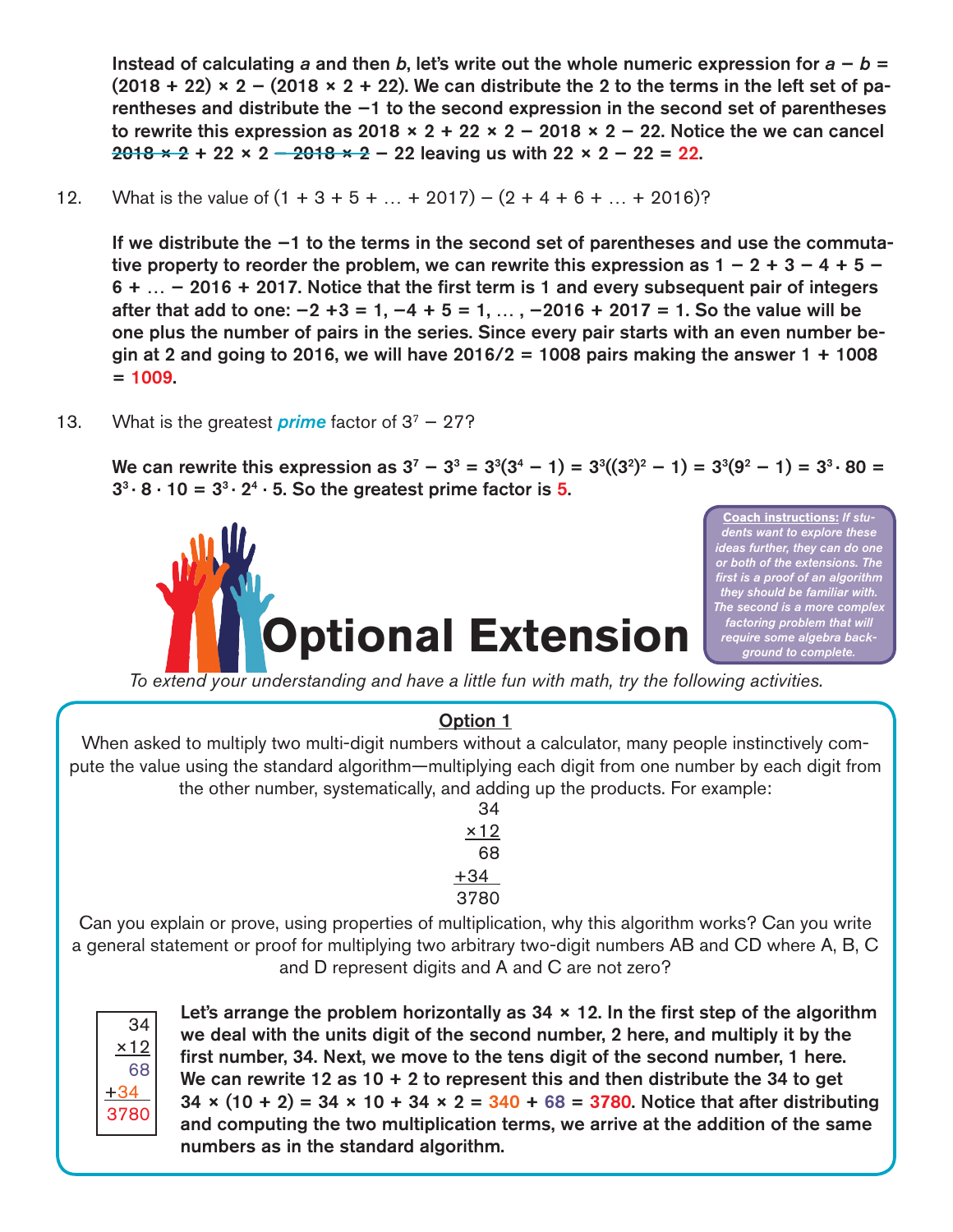**Instead of calculating $a$ and then $b$, let's write out the whole numeric expression for $a - b = (2018 + 22) \times 2 - (2018 \times 2 + 22)$. We can distribute the 2 to the terms in the left set of parentheses and distribute the −1 to the second expression in the second set of parentheses to rewrite this expression as $2018 \times 2 + 22 \times 2 - 2018 \times 2 - 22$. Notice the we can cancel ~~2018 × 2~~ + 22 × 2 ~~− 2018 × 2~~ − 22 leaving us with $22 \times 2 - 22 =$ 22.**

12. What is the value of $(1 + 3 + 5 + \ldots + 2017) - (2 + 4 + 6 + \ldots + 2016)$?

    **If we distribute the −1 to the terms in the second set of parentheses and use the commutative property to reorder the problem, we can rewrite this expression as $1 - 2 + 3 - 4 + 5 - 6 + \ldots - 2016 + 2017$. Notice that the first term is 1 and every subsequent pair of integers after that add to one: $-2 + 3 = 1$, $-4 + 5 = 1$, … , $-2016 + 2017 = 1$. So the value will be one plus the number of pairs in the series. Since every pair starts with an even number begin at 2 and going to 2016, we will have $2016/2 = 1008$ pairs making the answer $1 + 1008 =$ 1009.**

13. What is the greatest ***prime*** factor of $3^7 - 27$?

    **We can rewrite this expression as $3^7 - 3^3 = 3^3(3^4 - 1) = 3^3((3^2)^2 - 1) = 3^3(9^2 - 1) = 3^3 \cdot 80 = 3^3 \cdot 8 \cdot 10 = 3^3 \cdot 2^4 \cdot 5$. So the greatest prime factor is 5.**

# Optional Extension

**Coach instructions:** ***If students want to explore these ideas further, they can do one or both of the extensions. The first is a proof of an algorithm they should be familiar with. The second is a more complex factoring problem that will require some algebra background to complete.***

*To extend your understanding and have a little fun with math, try the following activities.*

**Option 1**

When asked to multiply two multi-digit numbers without a calculator, many people instinctively compute the value using the standard algorithm—multiplying each digit from one number by each digit from the other number, systematically, and adding up the products. For example:

```
  34
 ×12
  68
+34
3780
```

Can you explain or prove, using properties of multiplication, why this algorithm works? Can you write a general statement or proof for multiplying two arbitrary two-digit numbers AB and CD where A, B, C and D represent digits and A and C are not zero?

```
  34
 ×12
  68
+34
3780
```

**Let's arrange the problem horizontally as $34 \times 12$. In the first step of the algorithm we deal with the units digit of the second number, 2 here, and multiply it by the first number, 34. Next, we move to the tens digit of the second number, 1 here. We can rewrite 12 as $10 + 2$ to represent this and then distribute the 34 to get $34 \times (10 + 2) = 34 \times 10 + 34 \times 2 = 340 + 68 = 3780$. Notice that after distributing and computing the two multiplication terms, we arrive at the addition of the same numbers as in the standard algorithm.**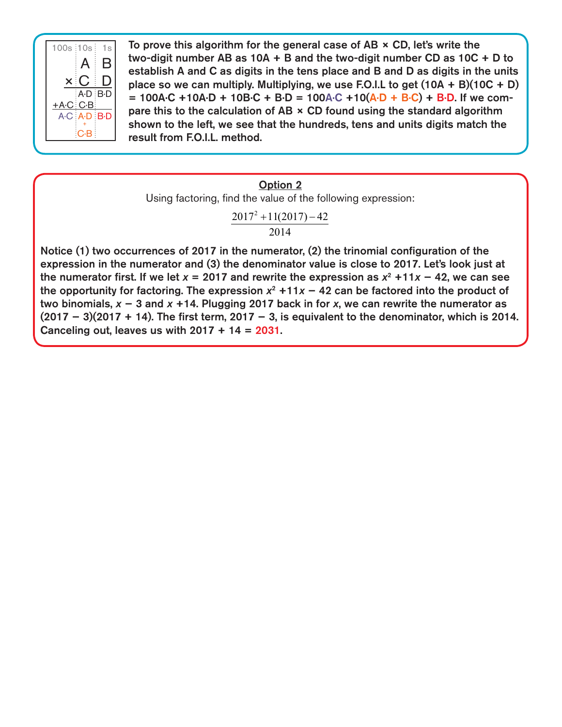| 100s | 10s | 1s |
| --- | --- | --- |
| | A | B |
| × | C | D |
| | A·D | B·D |
| +A·C | C·B | |
| A·C | A·D + C·B | B·D |

**To prove this algorithm for the general case of AB × CD, let's write the two-digit number AB as 10A + B and the two-digit number CD as 10C + D to establish A and C as digits in the tens place and B and D as digits in the units place so we can multiply. Multiplying, we use F.O.I.L to get (10A + B)(10C + D) = 100A·C +10A·D + 10B·C + B·D = 100A·C +10(A·D + B·C) + B·D. If we compare this to the calculation of AB × CD found using the standard algorithm shown to the left, we see that the hundreds, tens and units digits match the result from F.O.I.L. method.**

## Option 2

Using factoring, find the value of the following expression:

$$\frac{2017^2 + 11(2017) - 42}{2014}$$

**Notice (1) two occurrences of 2017 in the numerator, (2) the trinomial configuration of the expression in the numerator and (3) the denominator value is close to 2017. Let's look just at the numerator first. If we let $x$ = 2017 and rewrite the expression as $x^2 + 11x - 42$, we can see the opportunity for factoring. The expression $x^2 + 11x - 42$ can be factored into the product of two binomials, $x - 3$ and $x + 14$. Plugging 2017 back in for $x$, we can rewrite the numerator as (2017 − 3)(2017 + 14). The first term, 2017 − 3, is equivalent to the denominator, which is 2014. Canceling out, leaves us with 2017 + 14 = 2031.**